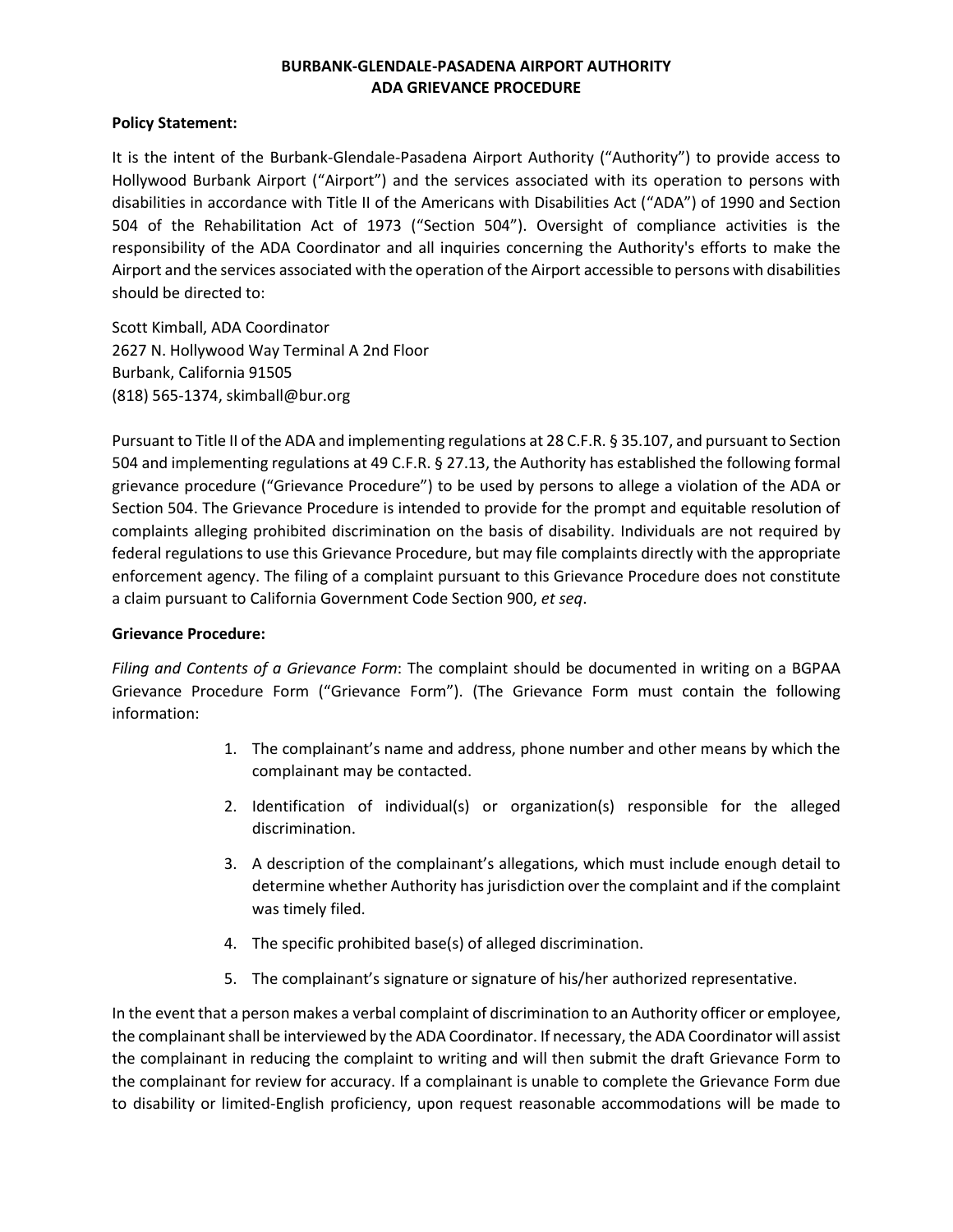# BURBANK-GLENDALE-PASADENA AIRPORT AUTHORITY
# ADA GRIEVANCE PROCEDURE

**Policy Statement:**

It is the intent of the Burbank-Glendale-Pasadena Airport Authority ("Authority") to provide access to Hollywood Burbank Airport ("Airport") and the services associated with its operation to persons with disabilities in accordance with Title II of the Americans with Disabilities Act ("ADA") of 1990 and Section 504 of the Rehabilitation Act of 1973 ("Section 504"). Oversight of compliance activities is the responsibility of the ADA Coordinator and all inquiries concerning the Authority's efforts to make the Airport and the services associated with the operation of the Airport accessible to persons with disabilities should be directed to:

Scott Kimball, ADA Coordinator
2627 N. Hollywood Way Terminal A 2nd Floor
Burbank, California 91505
(818) 565-1374, skimball@bur.org

Pursuant to Title II of the ADA and implementing regulations at 28 C.F.R. § 35.107, and pursuant to Section 504 and implementing regulations at 49 C.F.R. § 27.13, the Authority has established the following formal grievance procedure ("Grievance Procedure") to be used by persons to allege a violation of the ADA or Section 504. The Grievance Procedure is intended to provide for the prompt and equitable resolution of complaints alleging prohibited discrimination on the basis of disability. Individuals are not required by federal regulations to use this Grievance Procedure, but may file complaints directly with the appropriate enforcement agency. The filing of a complaint pursuant to this Grievance Procedure does not constitute a claim pursuant to California Government Code Section 900, *et seq*.

**Grievance Procedure:**

*Filing and Contents of a Grievance Form*: The complaint should be documented in writing on a BGPAA Grievance Procedure Form ("Grievance Form"). (The Grievance Form must contain the following information:

1. The complainant's name and address, phone number and other means by which the complainant may be contacted.
2. Identification of individual(s) or organization(s) responsible for the alleged discrimination.
3. A description of the complainant's allegations, which must include enough detail to determine whether Authority has jurisdiction over the complaint and if the complaint was timely filed.
4. The specific prohibited base(s) of alleged discrimination.
5. The complainant's signature or signature of his/her authorized representative.

In the event that a person makes a verbal complaint of discrimination to an Authority officer or employee, the complainant shall be interviewed by the ADA Coordinator. If necessary, the ADA Coordinator will assist the complainant in reducing the complaint to writing and will then submit the draft Grievance Form to the complainant for review for accuracy. If a complainant is unable to complete the Grievance Form due to disability or limited-English proficiency, upon request reasonable accommodations will be made to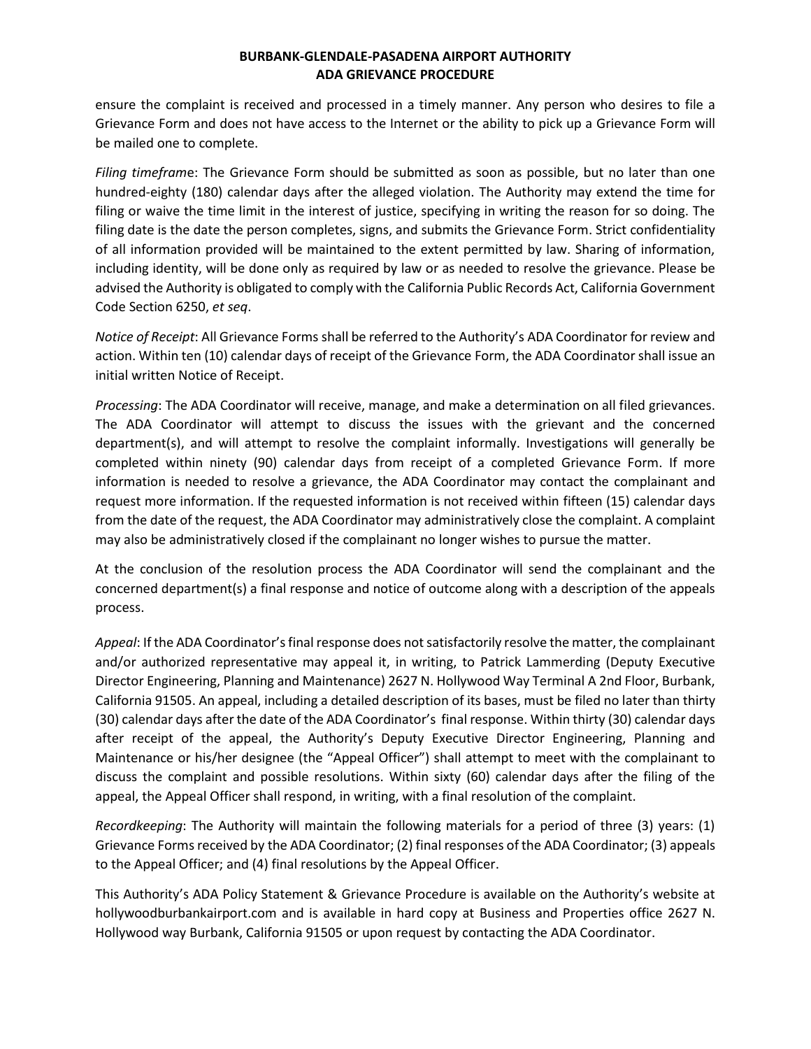ensure the complaint is received and processed in a timely manner. Any person who desires to file a Grievance Form and does not have access to the Internet or the ability to pick up a Grievance Form will be mailed one to complete.

*Filing timeframe*: The Grievance Form should be submitted as soon as possible, but no later than one hundred-eighty (180) calendar days after the alleged violation. The Authority may extend the time for filing or waive the time limit in the interest of justice, specifying in writing the reason for so doing. The filing date is the date the person completes, signs, and submits the Grievance Form. Strict confidentiality of all information provided will be maintained to the extent permitted by law. Sharing of information, including identity, will be done only as required by law or as needed to resolve the grievance. Please be advised the Authority is obligated to comply with the California Public Records Act, California Government Code Section 6250, *et seq*.

*Notice of Receipt*: All Grievance Forms shall be referred to the Authority's ADA Coordinator for review and action. Within ten (10) calendar days of receipt of the Grievance Form, the ADA Coordinator shall issue an initial written Notice of Receipt.

*Processing*: The ADA Coordinator will receive, manage, and make a determination on all filed grievances. The ADA Coordinator will attempt to discuss the issues with the grievant and the concerned department(s), and will attempt to resolve the complaint informally. Investigations will generally be completed within ninety (90) calendar days from receipt of a completed Grievance Form. If more information is needed to resolve a grievance, the ADA Coordinator may contact the complainant and request more information. If the requested information is not received within fifteen (15) calendar days from the date of the request, the ADA Coordinator may administratively close the complaint. A complaint may also be administratively closed if the complainant no longer wishes to pursue the matter.

At the conclusion of the resolution process the ADA Coordinator will send the complainant and the concerned department(s) a final response and notice of outcome along with a description of the appeals process.

*Appeal*: If the ADA Coordinator's final response does not satisfactorily resolve the matter, the complainant and/or authorized representative may appeal it, in writing, to Patrick Lammerding (Deputy Executive Director Engineering, Planning and Maintenance) 2627 N. Hollywood Way Terminal A 2nd Floor, Burbank, California 91505. An appeal, including a detailed description of its bases, must be filed no later than thirty (30) calendar days after the date of the ADA Coordinator's final response. Within thirty (30) calendar days after receipt of the appeal, the Authority's Deputy Executive Director Engineering, Planning and Maintenance or his/her designee (the "Appeal Officer") shall attempt to meet with the complainant to discuss the complaint and possible resolutions. Within sixty (60) calendar days after the filing of the appeal, the Appeal Officer shall respond, in writing, with a final resolution of the complaint.

*Recordkeeping*: The Authority will maintain the following materials for a period of three (3) years: (1) Grievance Forms received by the ADA Coordinator; (2) final responses of the ADA Coordinator; (3) appeals to the Appeal Officer; and (4) final resolutions by the Appeal Officer.

This Authority's ADA Policy Statement & Grievance Procedure is available on the Authority's website at hollywoodburbankairport.com and is available in hard copy at Business and Properties office 2627 N. Hollywood way Burbank, California 91505 or upon request by contacting the ADA Coordinator.